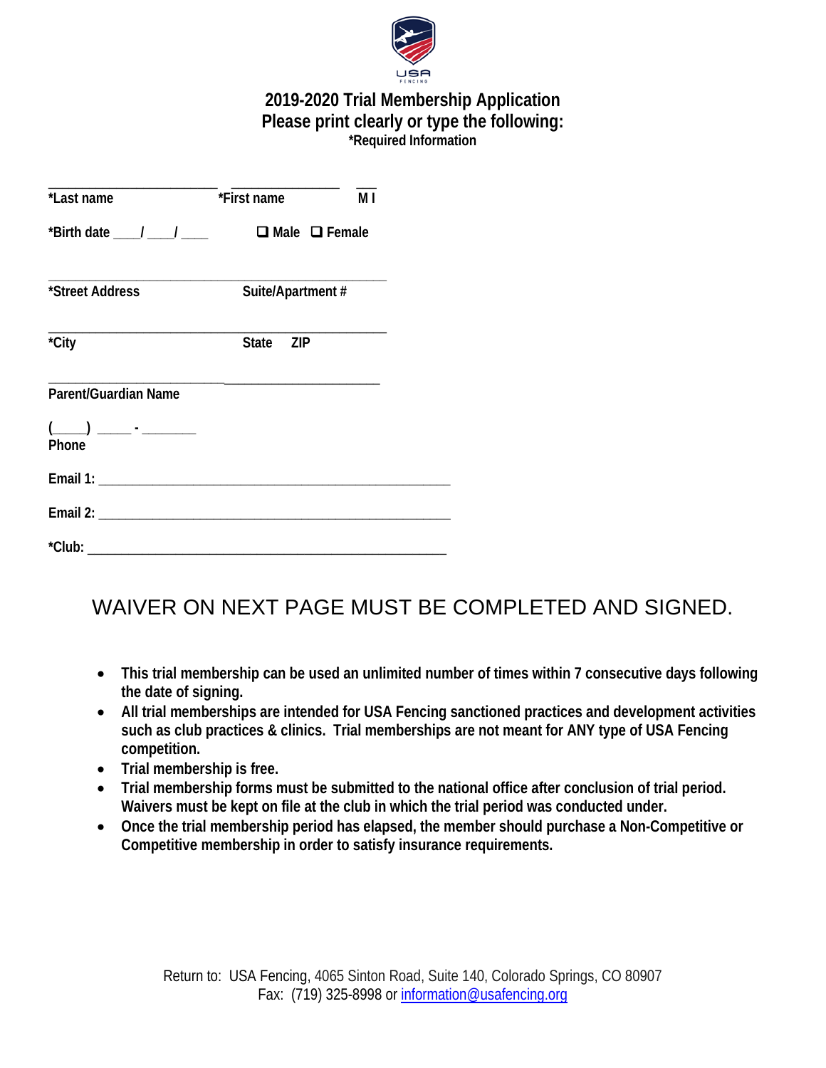# 2019-2020 Trial Membership Application

## Please print clearly or type the following:

**\*Required Information**

\_\_\_\_\_\_\_\_\_\_\_\_\_\_\_\_\_\_\_\_\_\_\_\_ \_\_\_\_\_\_\_\_\_\_\_\_\_\_\_\_ \_\_\_

**\*Last name** **\*First name** **M I**

**\*Birth date** \_\_\_\_/ \_\_\_\_/ \_\_\_\_ ❑ **Male** ❑ **Female**

\_\_\_\_\_\_\_\_\_\_\_\_\_\_\_\_\_\_\_\_\_\_\_\_\_\_\_\_\_\_\_\_\_\_\_\_\_\_\_\_\_\_\_\_\_\_

**\*Street Address** **Suite/Apartment #**

\_\_\_\_\_\_\_\_\_\_\_\_\_\_\_\_\_\_\_\_\_\_\_\_\_\_\_\_\_\_\_\_\_\_\_\_\_\_\_\_\_\_\_\_\_\_

**\*City** **State** **ZIP**

\_\_\_\_\_\_\_\_\_\_\_\_\_\_\_\_\_\_\_\_\_\_\_\_\_\_\_\_\_\_\_\_\_\_\_\_\_\_\_\_\_\_\_\_\_

**Parent/Guardian Name**

(\_\_\_\_) \_\_\_\_\_ - \_\_\_\_\_\_\_

**Phone**

**Email 1:** \_\_\_\_\_\_\_\_\_\_\_\_\_\_\_\_\_\_\_\_\_\_\_\_\_\_\_\_\_\_\_\_\_\_\_\_\_\_\_\_\_\_\_\_\_\_\_\_

**Email 2:** \_\_\_\_\_\_\_\_\_\_\_\_\_\_\_\_\_\_\_\_\_\_\_\_\_\_\_\_\_\_\_\_\_\_\_\_\_\_\_\_\_\_\_\_\_\_\_\_

**\*Club:** \_\_\_\_\_\_\_\_\_\_\_\_\_\_\_\_\_\_\_\_\_\_\_\_\_\_\_\_\_\_\_\_\_\_\_\_\_\_\_\_\_\_\_\_\_\_\_\_

WAIVER ON NEXT PAGE MUST BE COMPLETED AND SIGNED.

- **This trial membership can be used an unlimited number of times within 7 consecutive days following the date of signing.**
- **All trial memberships are intended for USA Fencing sanctioned practices and development activities such as club practices & clinics. Trial memberships are not meant for ANY type of USA Fencing competition.**
- **Trial membership is free.**
- **Trial membership forms must be submitted to the national office after conclusion of trial period. Waivers must be kept on file at the club in which the trial period was conducted under.**
- **Once the trial membership period has elapsed, the member should purchase a Non-Competitive or Competitive membership in order to satisfy insurance requirements.**

Return to: USA Fencing, 4065 Sinton Road, Suite 140, Colorado Springs, CO 80907
Fax: (719) 325-8998 or information@usafencing.org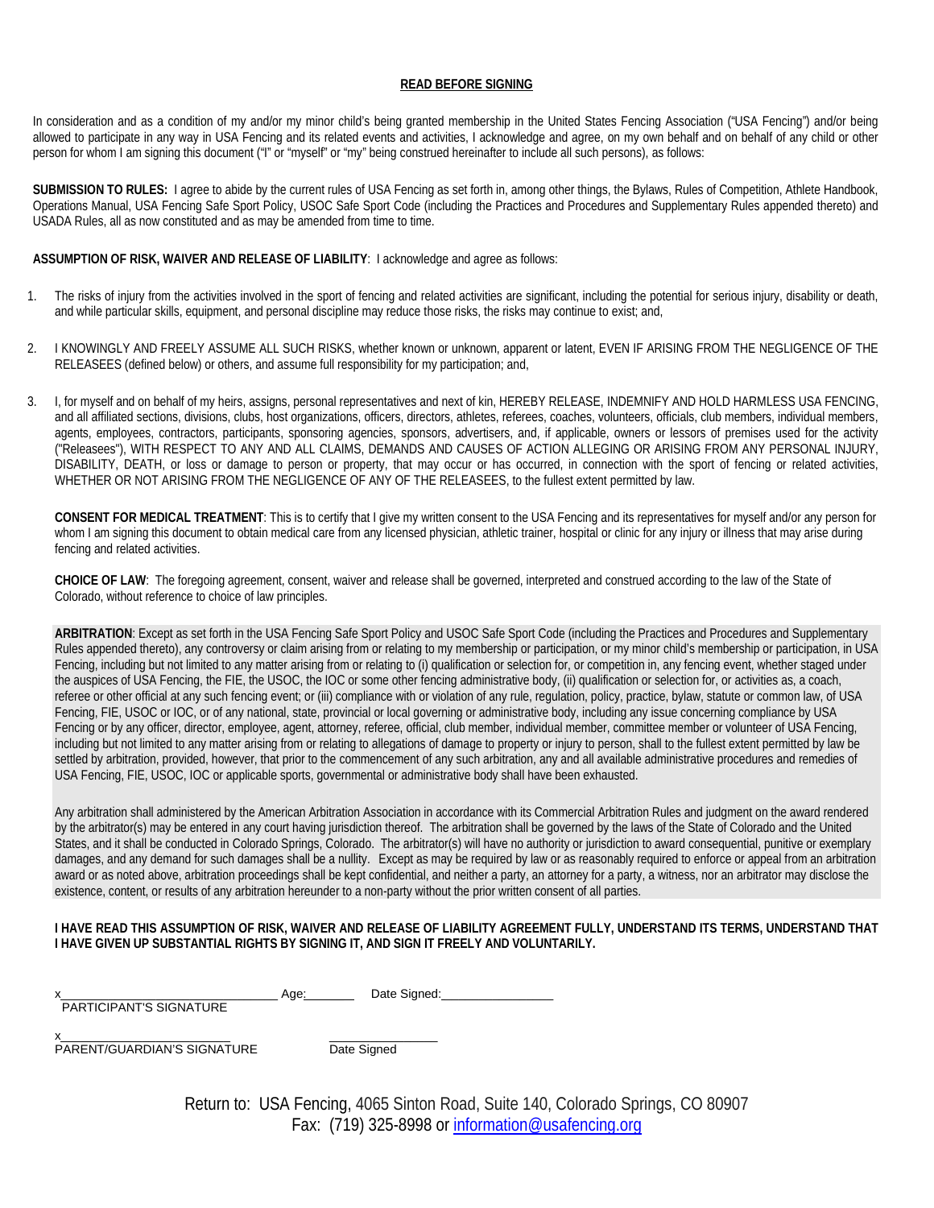**READ BEFORE SIGNING**

In consideration and as a condition of my and/or my minor child's being granted membership in the United States Fencing Association ("USA Fencing") and/or being allowed to participate in any way in USA Fencing and its related events and activities, I acknowledge and agree, on my own behalf and on behalf of any child or other person for whom I am signing this document ("I" or "myself" or "my" being construed hereinafter to include all such persons), as follows:

**SUBMISSION TO RULES:** I agree to abide by the current rules of USA Fencing as set forth in, among other things, the Bylaws, Rules of Competition, Athlete Handbook, Operations Manual, USA Fencing Safe Sport Policy, USOC Safe Sport Code (including the Practices and Procedures and Supplementary Rules appended thereto) and USADA Rules, all as now constituted and as may be amended from time to time.

**ASSUMPTION OF RISK, WAIVER AND RELEASE OF LIABILITY**: I acknowledge and agree as follows:

1. The risks of injury from the activities involved in the sport of fencing and related activities are significant, including the potential for serious injury, disability or death, and while particular skills, equipment, and personal discipline may reduce those risks, the risks may continue to exist; and,

2. I KNOWINGLY AND FREELY ASSUME ALL SUCH RISKS, whether known or unknown, apparent or latent, EVEN IF ARISING FROM THE NEGLIGENCE OF THE RELEASEES (defined below) or others, and assume full responsibility for my participation; and,

3. I, for myself and on behalf of my heirs, assigns, personal representatives and next of kin, HEREBY RELEASE, INDEMNIFY AND HOLD HARMLESS USA FENCING, and all affiliated sections, divisions, clubs, host organizations, officers, directors, athletes, referees, coaches, volunteers, officials, club members, individual members, agents, employees, contractors, participants, sponsoring agencies, sponsors, advertisers, and, if applicable, owners or lessors of premises used for the activity ("Releasees"), WITH RESPECT TO ANY AND ALL CLAIMS, DEMANDS AND CAUSES OF ACTION ALLEGING OR ARISING FROM ANY PERSONAL INJURY, DISABILITY, DEATH, or loss or damage to person or property, that may occur or has occurred, in connection with the sport of fencing or related activities, WHETHER OR NOT ARISING FROM THE NEGLIGENCE OF ANY OF THE RELEASEES, to the fullest extent permitted by law.

**CONSENT FOR MEDICAL TREATMENT**: This is to certify that I give my written consent to the USA Fencing and its representatives for myself and/or any person for whom I am signing this document to obtain medical care from any licensed physician, athletic trainer, hospital or clinic for any injury or illness that may arise during fencing and related activities.

**CHOICE OF LAW**: The foregoing agreement, consent, waiver and release shall be governed, interpreted and construed according to the law of the State of Colorado, without reference to choice of law principles.

**ARBITRATION**: Except as set forth in the USA Fencing Safe Sport Policy and USOC Safe Sport Code (including the Practices and Procedures and Supplementary Rules appended thereto), any controversy or claim arising from or relating to my membership or participation, or my minor child's membership or participation, in USA Fencing, including but not limited to any matter arising from or relating to (i) qualification or selection for, or competition in, any fencing event, whether staged under the auspices of USA Fencing, the FIE, the USOC, the IOC or some other fencing administrative body, (ii) qualification or selection for, or activities as, a coach, referee or other official at any such fencing event; or (iii) compliance with or violation of any rule, regulation, policy, practice, bylaw, statute or common law, of USA Fencing, FIE, USOC or IOC, or of any national, state, provincial or local governing or administrative body, including any issue concerning compliance by USA Fencing or by any officer, director, employee, agent, attorney, referee, official, club member, individual member, committee member or volunteer of USA Fencing, including but not limited to any matter arising from or relating to allegations of damage to property or injury to person, shall to the fullest extent permitted by law be settled by arbitration, provided, however, that prior to the commencement of any such arbitration, any and all available administrative procedures and remedies of USA Fencing, FIE, USOC, IOC or applicable sports, governmental or administrative body shall have been exhausted.

Any arbitration shall administered by the American Arbitration Association in accordance with its Commercial Arbitration Rules and judgment on the award rendered by the arbitrator(s) may be entered in any court having jurisdiction thereof. The arbitration shall be governed by the laws of the State of Colorado and the United States, and it shall be conducted in Colorado Springs, Colorado. The arbitrator(s) will have no authority or jurisdiction to award consequential, punitive or exemplary damages, and any demand for such damages shall be a nullity. Except as may be required by law or as reasonably required to enforce or appeal from an arbitration award or as noted above, arbitration proceedings shall be kept confidential, and neither a party, an attorney for a party, a witness, nor an arbitrator may disclose the existence, content, or results of any arbitration hereunder to a non-party without the prior written consent of all parties.

**I HAVE READ THIS ASSUMPTION OF RISK, WAIVER AND RELEASE OF LIABILITY AGREEMENT FULLY, UNDERSTAND ITS TERMS, UNDERSTAND THAT I HAVE GIVEN UP SUBSTANTIAL RIGHTS BY SIGNING IT, AND SIGN IT FREELY AND VOLUNTARILY.**

x\_\_\_\_\_\_\_\_\_\_\_\_\_\_\_\_\_\_\_\_\_\_\_\_\_\_\_\_\_\_ Age:\_\_\_\_\_\_\_ Date Signed:\_\_\_\_\_\_\_\_\_\_\_\_\_\_\_\_
PARTICIPANT'S SIGNATURE

x\_\_\_\_\_\_\_\_\_\_\_\_\_\_\_\_\_\_\_\_\_\_\_\_\_ \_\_\_\_\_\_\_\_\_\_\_\_\_\_\_\_
PARENT/GUARDIAN'S SIGNATURE Date Signed

Return to: USA Fencing, 4065 Sinton Road, Suite 140, Colorado Springs, CO 80907
Fax: (719) 325-8998 or information@usafencing.org